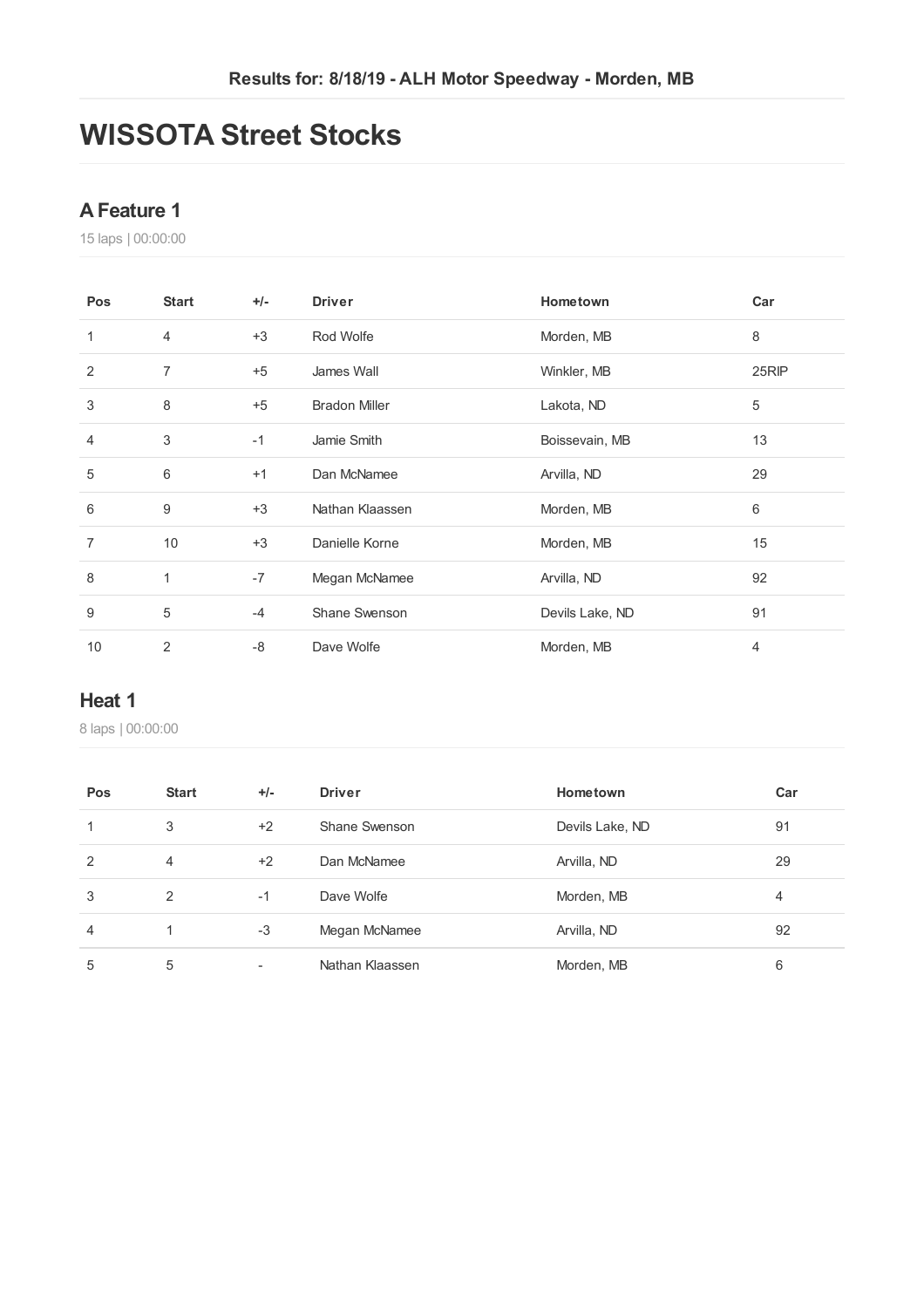Results for: 8/18/19 - ALH Motor Speedway - Morden, MB

# WISSOTA Street Stocks

## A Feature 1

15 laps | 00:00:00

| Pos | Start | +/- | Driver | Hometown | Car |
|---|---|---|---|---|---|
| 1 | 4 | +3 | Rod Wolfe | Morden, MB | 8 |
| 2 | 7 | +5 | James Wall | Winkler, MB | 25RIP |
| 3 | 8 | +5 | Bradon Miller | Lakota, ND | 5 |
| 4 | 3 | -1 | Jamie Smith | Boissevain, MB | 13 |
| 5 | 6 | +1 | Dan McNamee | Arvilla, ND | 29 |
| 6 | 9 | +3 | Nathan Klaassen | Morden, MB | 6 |
| 7 | 10 | +3 | Danielle Korne | Morden, MB | 15 |
| 8 | 1 | -7 | Megan McNamee | Arvilla, ND | 92 |
| 9 | 5 | -4 | Shane Swenson | Devils Lake, ND | 91 |
| 10 | 2 | -8 | Dave Wolfe | Morden, MB | 4 |

## Heat 1

8 laps | 00:00:00

| Pos | Start | +/- | Driver | Hometown | Car |
|---|---|---|---|---|---|
| 1 | 3 | +2 | Shane Swenson | Devils Lake, ND | 91 |
| 2 | 4 | +2 | Dan McNamee | Arvilla, ND | 29 |
| 3 | 2 | -1 | Dave Wolfe | Morden, MB | 4 |
| 4 | 1 | -3 | Megan McNamee | Arvilla, ND | 92 |
| 5 | 5 | - | Nathan Klaassen | Morden, MB | 6 |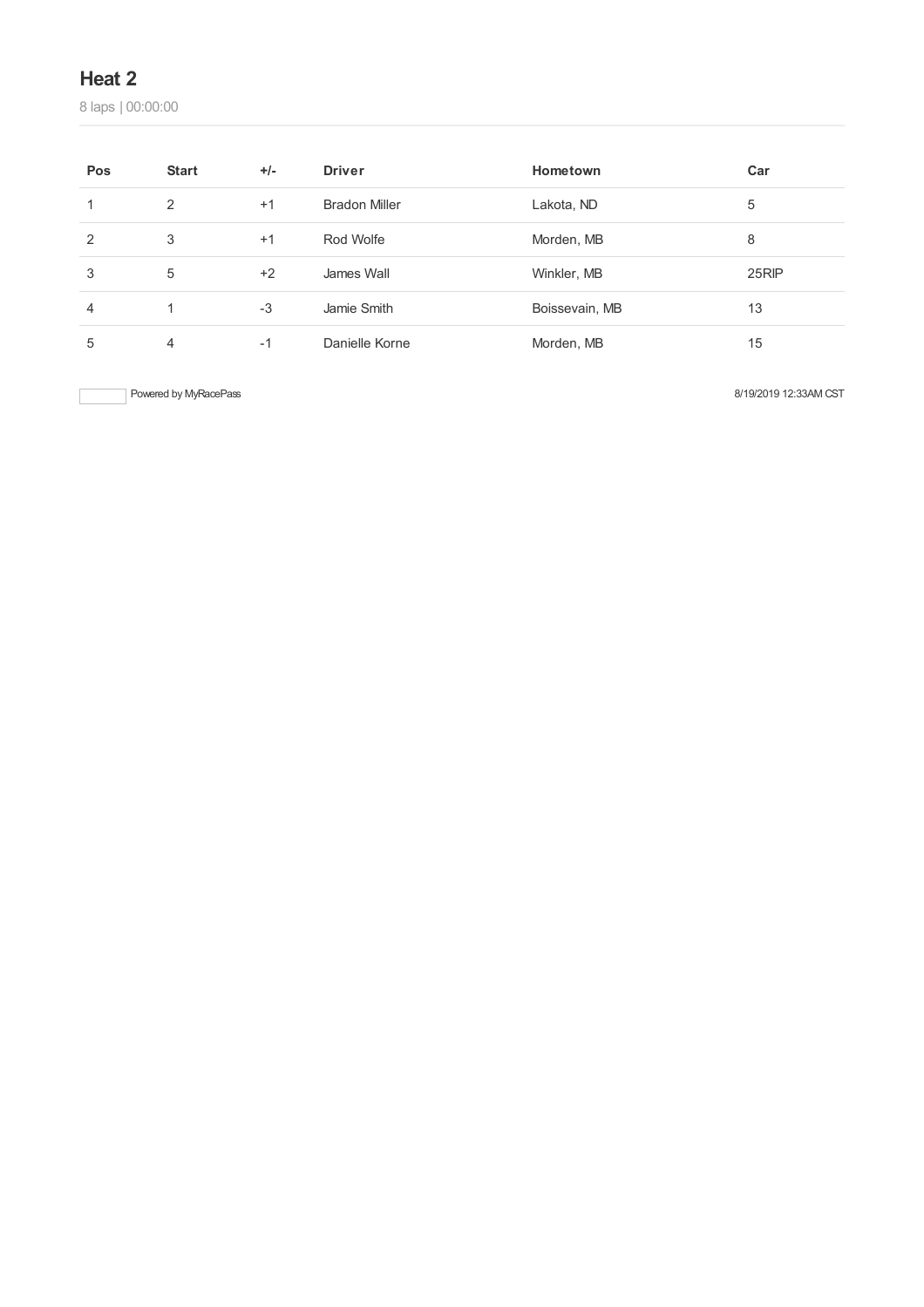## Heat 2

8 laps | 00:00:00

| Pos | Start | +/- | Driver | Hometown | Car |
|---|---|---|---|---|---|
| 1 | 2 | +1 | Bradon Miller | Lakota, ND | 5 |
| 2 | 3 | +1 | Rod Wolfe | Morden, MB | 8 |
| 3 | 5 | +2 | James Wall | Winkler, MB | 25RIP |
| 4 | 1 | -3 | Jamie Smith | Boissevain, MB | 13 |
| 5 | 4 | -1 | Danielle Korne | Morden, MB | 15 |

Powered by MyRacePass

8/19/2019 12:33AM CST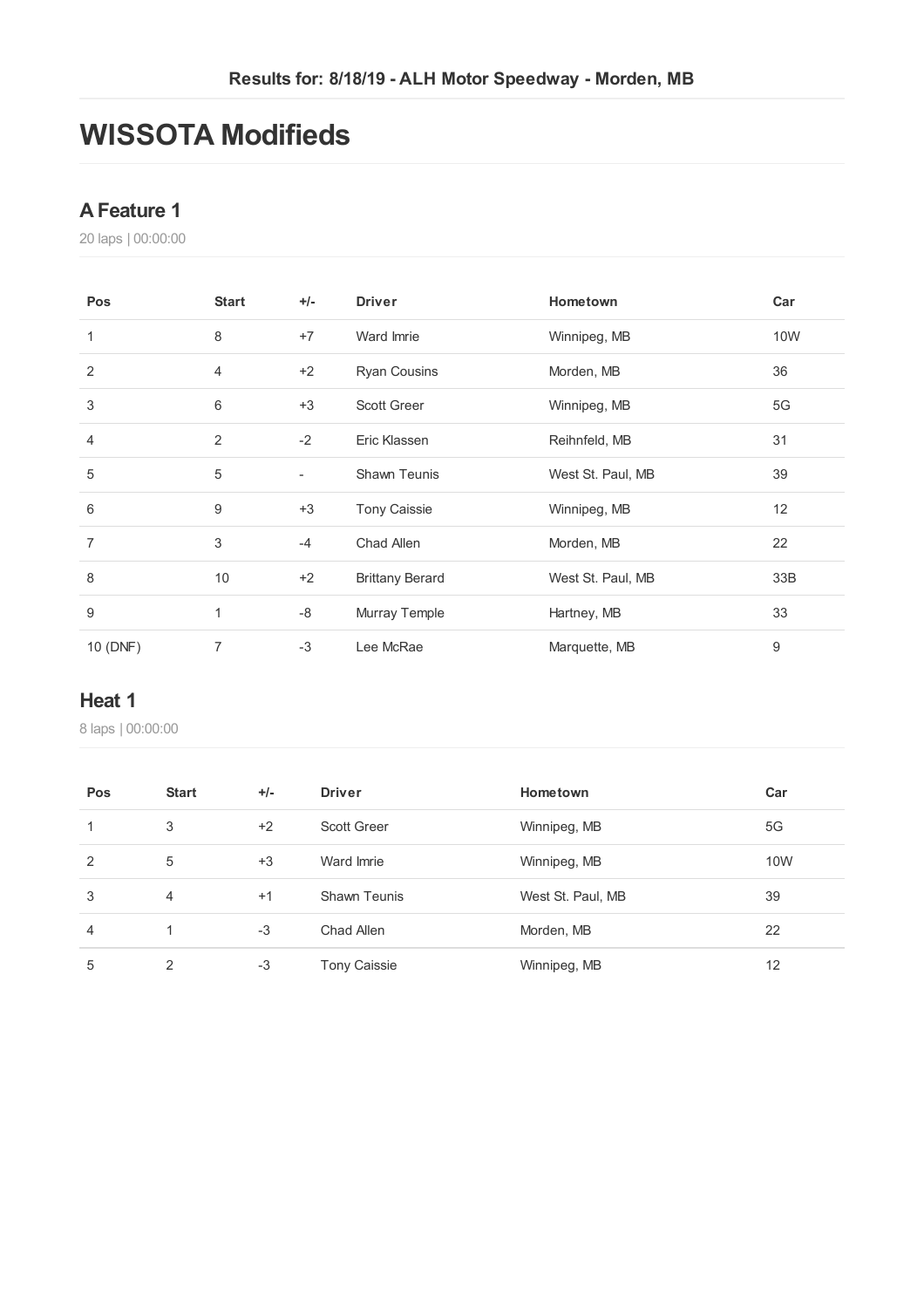Results for: 8/18/19 - ALH Motor Speedway - Morden, MB

# WISSOTA Modifieds

## A Feature 1

20 laps | 00:00:00

| Pos | Start | +/- | Driver | Hometown | Car |
|---|---|---|---|---|---|
| 1 | 8 | +7 | Ward Imrie | Winnipeg, MB | 10W |
| 2 | 4 | +2 | Ryan Cousins | Morden, MB | 36 |
| 3 | 6 | +3 | Scott Greer | Winnipeg, MB | 5G |
| 4 | 2 | -2 | Eric Klassen | Reihnfeld, MB | 31 |
| 5 | 5 | - | Shawn Teunis | West St. Paul, MB | 39 |
| 6 | 9 | +3 | Tony Caissie | Winnipeg, MB | 12 |
| 7 | 3 | -4 | Chad Allen | Morden, MB | 22 |
| 8 | 10 | +2 | Brittany Berard | West St. Paul, MB | 33B |
| 9 | 1 | -8 | Murray Temple | Hartney, MB | 33 |
| 10 (DNF) | 7 | -3 | Lee McRae | Marquette, MB | 9 |

## Heat 1

8 laps | 00:00:00

| Pos | Start | +/- | Driver | Hometown | Car |
|---|---|---|---|---|---|
| 1 | 3 | +2 | Scott Greer | Winnipeg, MB | 5G |
| 2 | 5 | +3 | Ward Imrie | Winnipeg, MB | 10W |
| 3 | 4 | +1 | Shawn Teunis | West St. Paul, MB | 39 |
| 4 | 1 | -3 | Chad Allen | Morden, MB | 22 |
| 5 | 2 | -3 | Tony Caissie | Winnipeg, MB | 12 |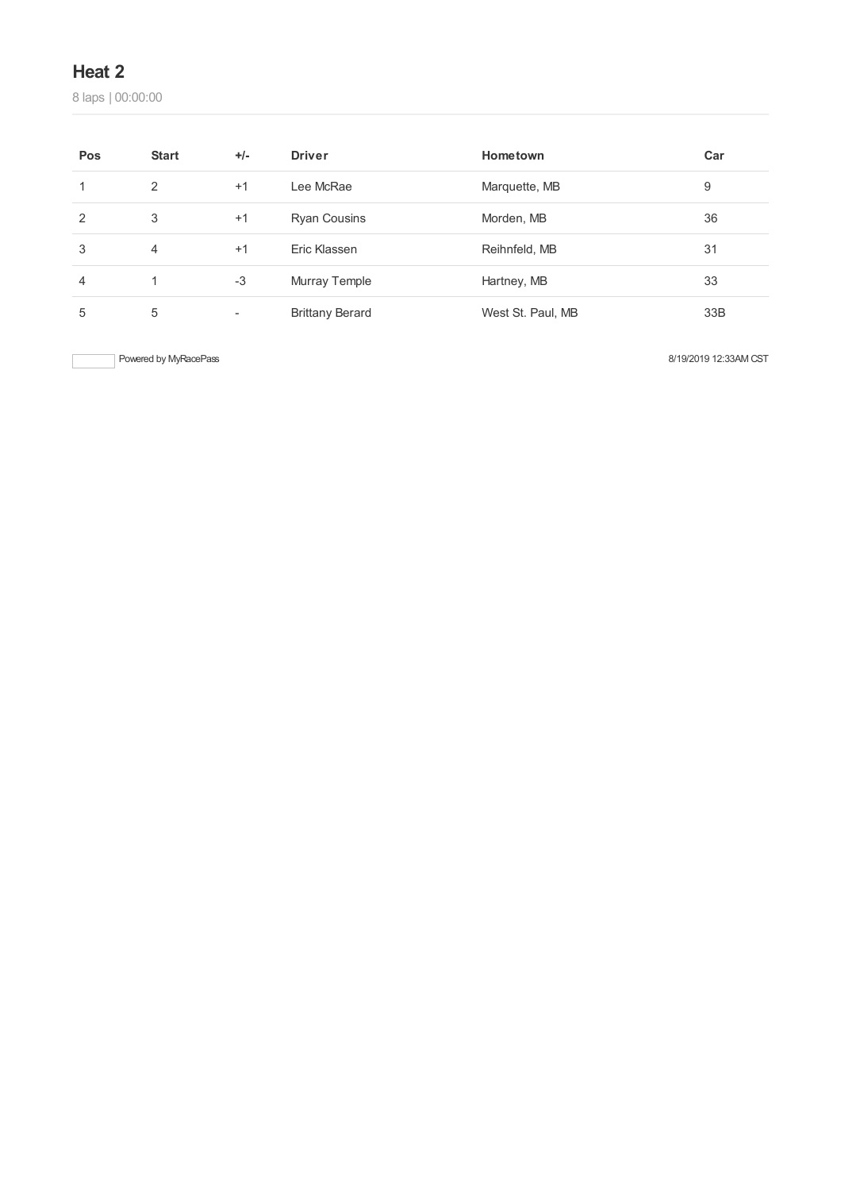## Heat 2

8 laps | 00:00:00

| Pos | Start | +/- | Driver | Hometown | Car |
|---|---|---|---|---|---|
| 1 | 2 | +1 | Lee McRae | Marquette, MB | 9 |
| 2 | 3 | +1 | Ryan Cousins | Morden, MB | 36 |
| 3 | 4 | +1 | Eric Klassen | Reihnfeld, MB | 31 |
| 4 | 1 | -3 | Murray Temple | Hartney, MB | 33 |
| 5 | 5 | - | Brittany Berard | West St. Paul, MB | 33B |

Powered by MyRacePass

8/19/2019 12:33AM CST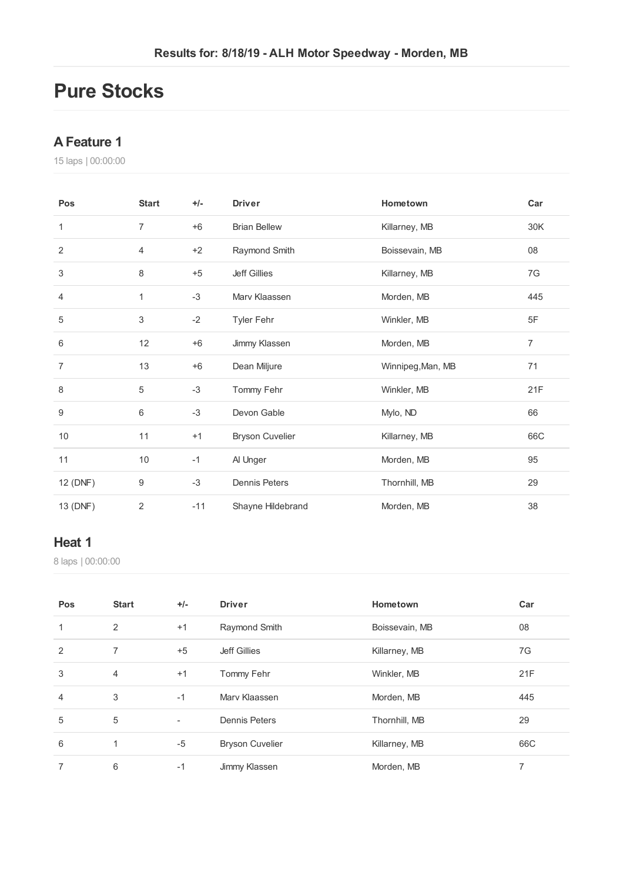Results for: 8/18/19 - ALH Motor Speedway - Morden, MB

# Pure Stocks

## A Feature 1

15 laps | 00:00:00

| Pos | Start | +/- | Driver | Hometown | Car |
|---|---|---|---|---|---|
| 1 | 7 | +6 | Brian Bellew | Killarney, MB | 30K |
| 2 | 4 | +2 | Raymond Smith | Boissevain, MB | 08 |
| 3 | 8 | +5 | Jeff Gillies | Killarney, MB | 7G |
| 4 | 1 | -3 | Marv Klaassen | Morden, MB | 445 |
| 5 | 3 | -2 | Tyler Fehr | Winkler, MB | 5F |
| 6 | 12 | +6 | Jimmy Klassen | Morden, MB | 7 |
| 7 | 13 | +6 | Dean Miljure | Winnipeg,Man, MB | 71 |
| 8 | 5 | -3 | Tommy Fehr | Winkler, MB | 21F |
| 9 | 6 | -3 | Devon Gable | Mylo, ND | 66 |
| 10 | 11 | +1 | Bryson Cuvelier | Killarney, MB | 66C |
| 11 | 10 | -1 | Al Unger | Morden, MB | 95 |
| 12 (DNF) | 9 | -3 | Dennis Peters | Thornhill, MB | 29 |
| 13 (DNF) | 2 | -11 | Shayne Hildebrand | Morden, MB | 38 |

## Heat 1

8 laps | 00:00:00

| Pos | Start | +/- | Driver | Hometown | Car |
|---|---|---|---|---|---|
| 1 | 2 | +1 | Raymond Smith | Boissevain, MB | 08 |
| 2 | 7 | +5 | Jeff Gillies | Killarney, MB | 7G |
| 3 | 4 | +1 | Tommy Fehr | Winkler, MB | 21F |
| 4 | 3 | -1 | Marv Klaassen | Morden, MB | 445 |
| 5 | 5 | - | Dennis Peters | Thornhill, MB | 29 |
| 6 | 1 | -5 | Bryson Cuvelier | Killarney, MB | 66C |
| 7 | 6 | -1 | Jimmy Klassen | Morden, MB | 7 |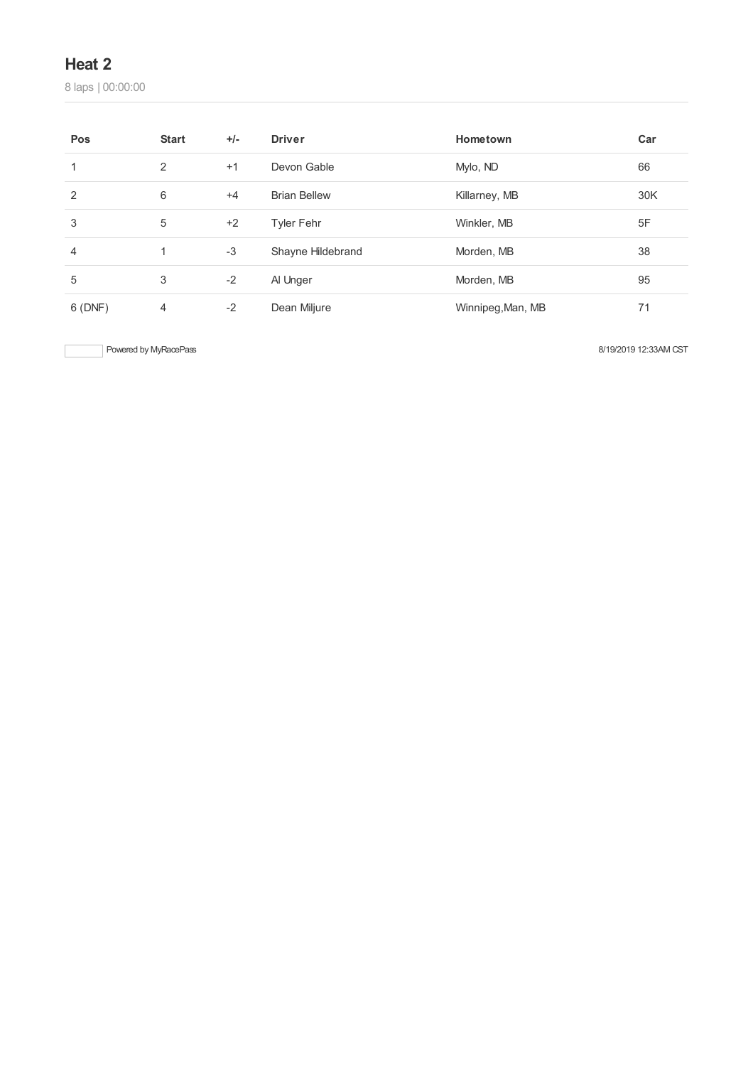## Heat 2

8 laps | 00:00:00

| Pos | Start | +/- | Driver | Hometown | Car |
|---|---|---|---|---|---|
| 1 | 2 | +1 | Devon Gable | Mylo, ND | 66 |
| 2 | 6 | +4 | Brian Bellew | Killarney, MB | 30K |
| 3 | 5 | +2 | Tyler Fehr | Winkler, MB | 5F |
| 4 | 1 | -3 | Shayne Hildebrand | Morden, MB | 38 |
| 5 | 3 | -2 | Al Unger | Morden, MB | 95 |
| 6 (DNF) | 4 | -2 | Dean Miljure | Winnipeg,Man, MB | 71 |

Powered by MyRacePass

8/19/2019 12:33AM CST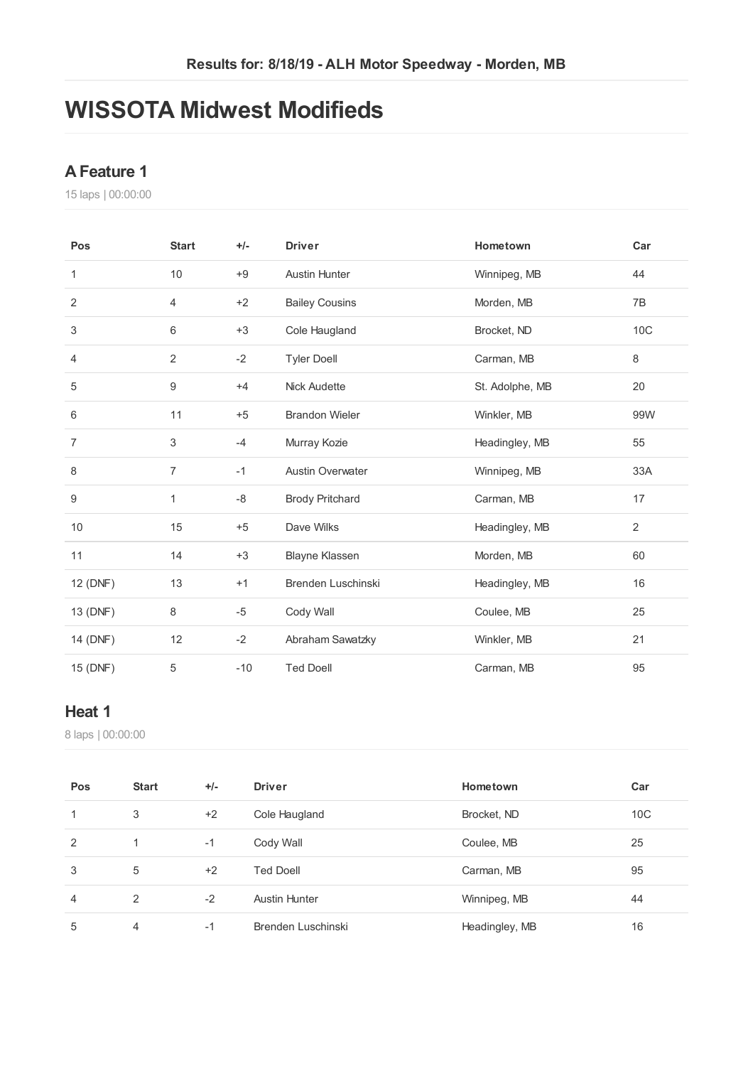Results for: 8/18/19 - ALH Motor Speedway - Morden, MB

# WISSOTA Midwest Modifieds

## A Feature 1

15 laps | 00:00:00

| Pos | Start | +/- | Driver | Hometown | Car |
|---|---|---|---|---|---|
| 1 | 10 | +9 | Austin Hunter | Winnipeg, MB | 44 |
| 2 | 4 | +2 | Bailey Cousins | Morden, MB | 7B |
| 3 | 6 | +3 | Cole Haugland | Brocket, ND | 10C |
| 4 | 2 | -2 | Tyler Doell | Carman, MB | 8 |
| 5 | 9 | +4 | Nick Audette | St. Adolphe, MB | 20 |
| 6 | 11 | +5 | Brandon Wieler | Winkler, MB | 99W |
| 7 | 3 | -4 | Murray Kozie | Headingley, MB | 55 |
| 8 | 7 | -1 | Austin Overwater | Winnipeg, MB | 33A |
| 9 | 1 | -8 | Brody Pritchard | Carman, MB | 17 |
| 10 | 15 | +5 | Dave Wilks | Headingley, MB | 2 |
| 11 | 14 | +3 | Blayne Klassen | Morden, MB | 60 |
| 12 (DNF) | 13 | +1 | Brenden Luschinski | Headingley, MB | 16 |
| 13 (DNF) | 8 | -5 | Cody Wall | Coulee, MB | 25 |
| 14 (DNF) | 12 | -2 | Abraham Sawatzky | Winkler, MB | 21 |
| 15 (DNF) | 5 | -10 | Ted Doell | Carman, MB | 95 |

## Heat 1

8 laps | 00:00:00

| Pos | Start | +/- | Driver | Hometown | Car |
|---|---|---|---|---|---|
| 1 | 3 | +2 | Cole Haugland | Brocket, ND | 10C |
| 2 | 1 | -1 | Cody Wall | Coulee, MB | 25 |
| 3 | 5 | +2 | Ted Doell | Carman, MB | 95 |
| 4 | 2 | -2 | Austin Hunter | Winnipeg, MB | 44 |
| 5 | 4 | -1 | Brenden Luschinski | Headingley, MB | 16 |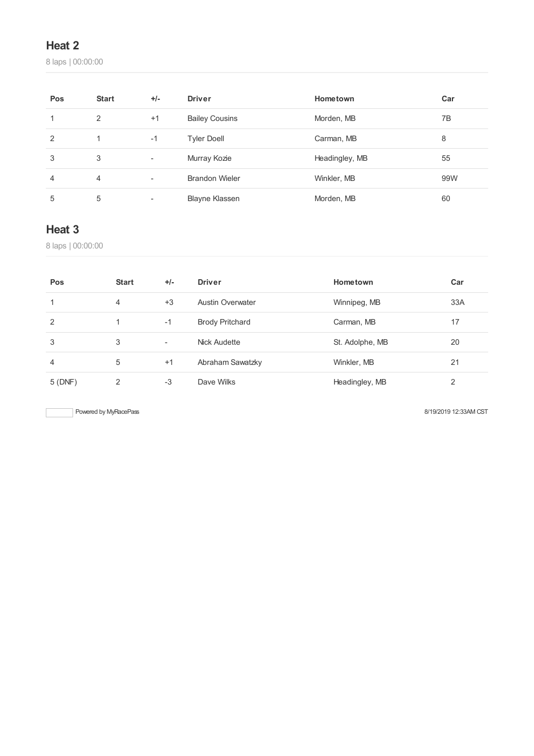## Heat 2

8 laps | 00:00:00

| Pos | Start | +/- | Driver | Hometown | Car |
|---|---|---|---|---|---|
| 1 | 2 | +1 | Bailey Cousins | Morden, MB | 7B |
| 2 | 1 | -1 | Tyler Doell | Carman, MB | 8 |
| 3 | 3 | - | Murray Kozie | Headingley, MB | 55 |
| 4 | 4 | - | Brandon Wieler | Winkler, MB | 99W |
| 5 | 5 | - | Blayne Klassen | Morden, MB | 60 |

## Heat 3

8 laps | 00:00:00

| Pos | Start | +/- | Driver | Hometown | Car |
|---|---|---|---|---|---|
| 1 | 4 | +3 | Austin Overwater | Winnipeg, MB | 33A |
| 2 | 1 | -1 | Brody Pritchard | Carman, MB | 17 |
| 3 | 3 | - | Nick Audette | St. Adolphe, MB | 20 |
| 4 | 5 | +1 | Abraham Sawatzky | Winkler, MB | 21 |
| 5 (DNF) | 2 | -3 | Dave Wilks | Headingley, MB | 2 |

Powered by MyRacePass

8/19/2019 12:33AM CST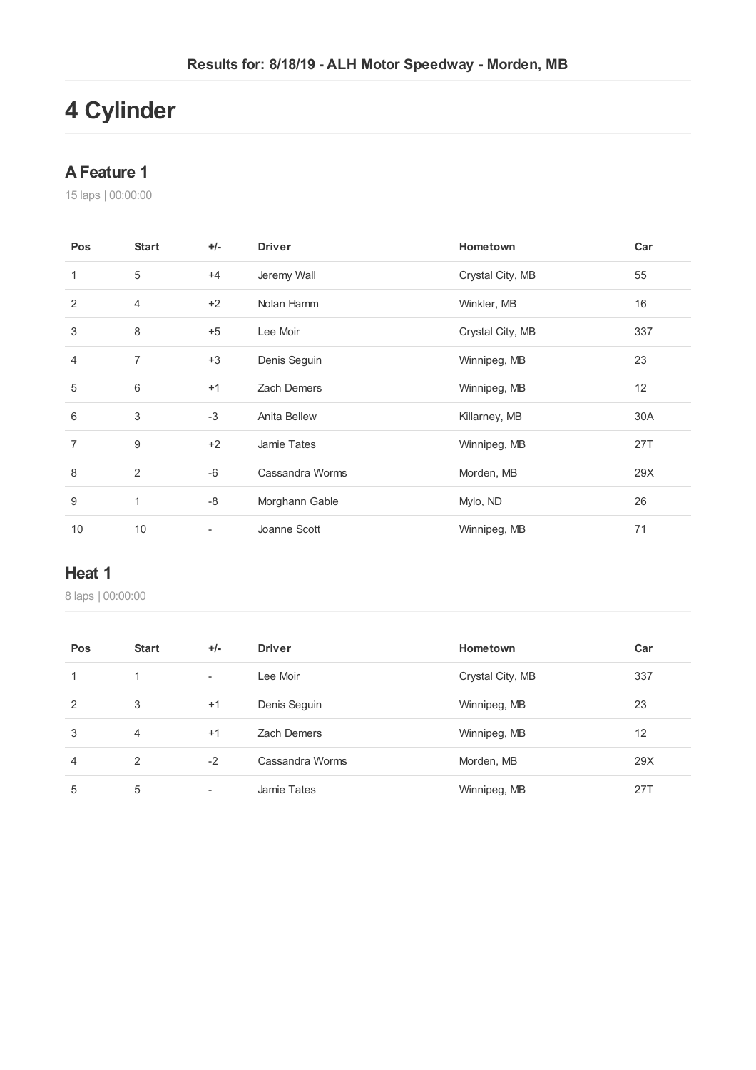Results for: 8/18/19 - ALH Motor Speedway - Morden, MB

# 4 Cylinder

## A Feature 1

15 laps | 00:00:00

| Pos | Start | +/- | Driver | Hometown | Car |
|---|---|---|---|---|---|
| 1 | 5 | +4 | Jeremy Wall | Crystal City, MB | 55 |
| 2 | 4 | +2 | Nolan Hamm | Winkler, MB | 16 |
| 3 | 8 | +5 | Lee Moir | Crystal City, MB | 337 |
| 4 | 7 | +3 | Denis Seguin | Winnipeg, MB | 23 |
| 5 | 6 | +1 | Zach Demers | Winnipeg, MB | 12 |
| 6 | 3 | -3 | Anita Bellew | Killarney, MB | 30A |
| 7 | 9 | +2 | Jamie Tates | Winnipeg, MB | 27T |
| 8 | 2 | -6 | Cassandra Worms | Morden, MB | 29X |
| 9 | 1 | -8 | Morghann Gable | Mylo, ND | 26 |
| 10 | 10 | - | Joanne Scott | Winnipeg, MB | 71 |

## Heat 1

8 laps | 00:00:00

| Pos | Start | +/- | Driver | Hometown | Car |
|---|---|---|---|---|---|
| 1 | 1 | - | Lee Moir | Crystal City, MB | 337 |
| 2 | 3 | +1 | Denis Seguin | Winnipeg, MB | 23 |
| 3 | 4 | +1 | Zach Demers | Winnipeg, MB | 12 |
| 4 | 2 | -2 | Cassandra Worms | Morden, MB | 29X |
| 5 | 5 | - | Jamie Tates | Winnipeg, MB | 27T |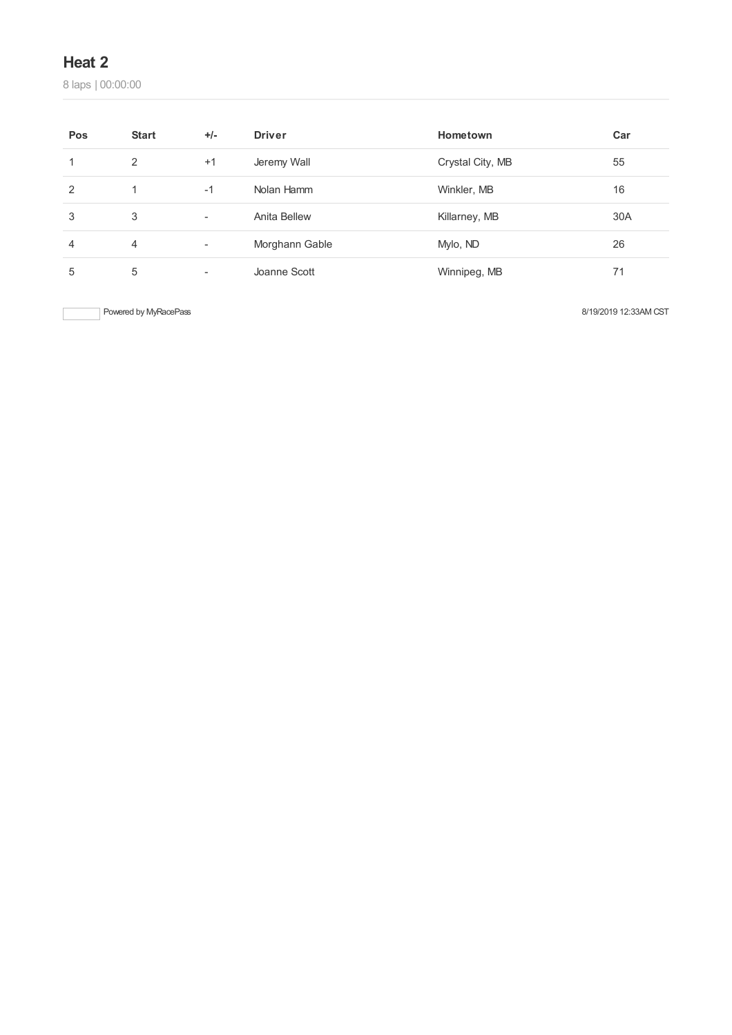## Heat 2

8 laps | 00:00:00

| Pos | Start | +/- | Driver | Hometown | Car |
|---|---|---|---|---|---|
| 1 | 2 | +1 | Jeremy Wall | Crystal City, MB | 55 |
| 2 | 1 | -1 | Nolan Hamm | Winkler, MB | 16 |
| 3 | 3 | - | Anita Bellew | Killarney, MB | 30A |
| 4 | 4 | - | Morghann Gable | Mylo, ND | 26 |
| 5 | 5 | - | Joanne Scott | Winnipeg, MB | 71 |

Powered by MyRacePass

8/19/2019 12:33AM CST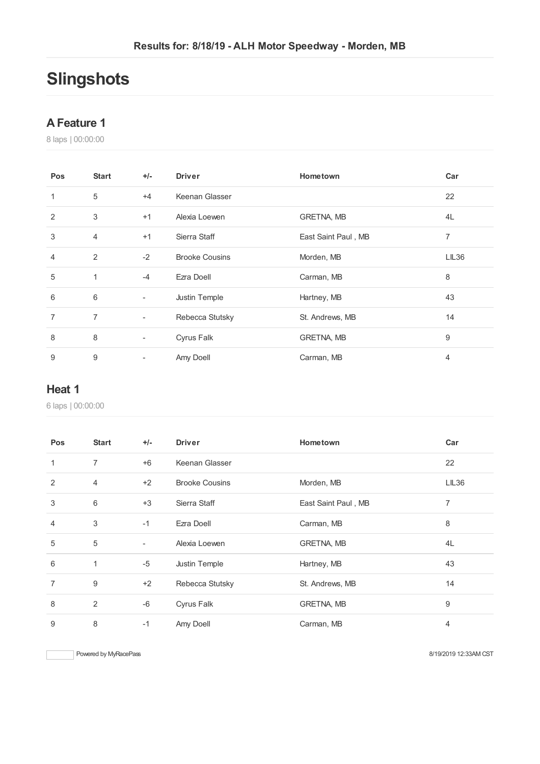Results for: 8/18/19 - ALH Motor Speedway - Morden, MB

# Slingshots

## A Feature 1

8 laps | 00:00:00

| Pos | Start | +/- | Driver | Hometown | Car |
|---|---|---|---|---|---|
| 1 | 5 | +4 | Keenan Glasser | | 22 |
| 2 | 3 | +1 | Alexia Loewen | GRETNA, MB | 4L |
| 3 | 4 | +1 | Sierra Staff | East Saint Paul , MB | 7 |
| 4 | 2 | -2 | Brooke Cousins | Morden, MB | LIL36 |
| 5 | 1 | -4 | Ezra Doell | Carman, MB | 8 |
| 6 | 6 | - | Justin Temple | Hartney, MB | 43 |
| 7 | 7 | - | Rebecca Stutsky | St. Andrews, MB | 14 |
| 8 | 8 | - | Cyrus Falk | GRETNA, MB | 9 |
| 9 | 9 | - | Amy Doell | Carman, MB | 4 |

## Heat 1

6 laps | 00:00:00

| Pos | Start | +/- | Driver | Hometown | Car |
|---|---|---|---|---|---|
| 1 | 7 | +6 | Keenan Glasser | | 22 |
| 2 | 4 | +2 | Brooke Cousins | Morden, MB | LIL36 |
| 3 | 6 | +3 | Sierra Staff | East Saint Paul , MB | 7 |
| 4 | 3 | -1 | Ezra Doell | Carman, MB | 8 |
| 5 | 5 | - | Alexia Loewen | GRETNA, MB | 4L |
| 6 | 1 | -5 | Justin Temple | Hartney, MB | 43 |
| 7 | 9 | +2 | Rebecca Stutsky | St. Andrews, MB | 14 |
| 8 | 2 | -6 | Cyrus Falk | GRETNA, MB | 9 |
| 9 | 8 | -1 | Amy Doell | Carman, MB | 4 |

Powered by MyRacePass

8/19/2019 12:33AM CST